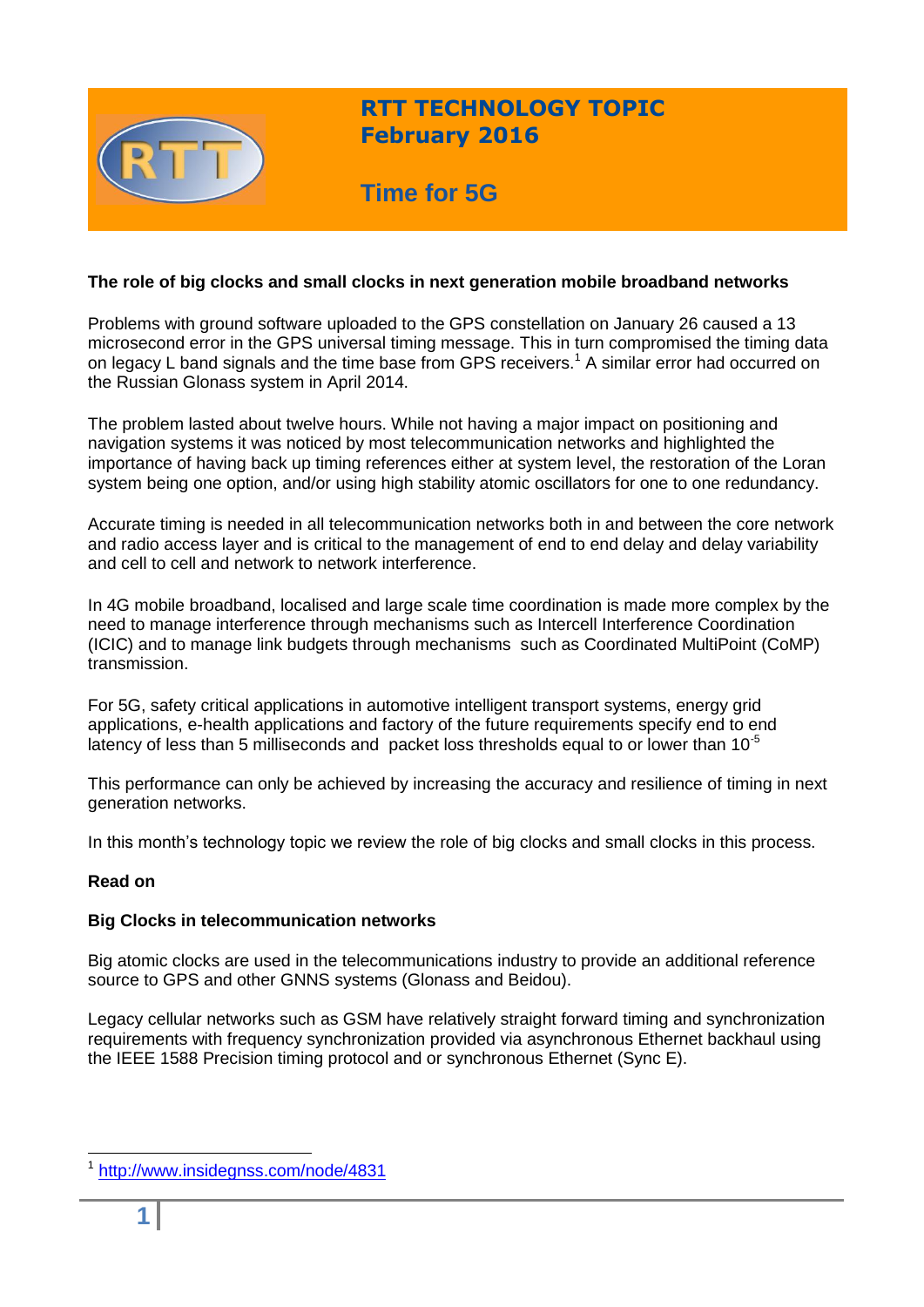# RTT TECHNOLOGY TOPIC
## February 2016

## Time for 5G

**The role of big clocks and small clocks in next generation mobile broadband networks**

Problems with ground software uploaded to the GPS constellation on January 26 caused a 13 microsecond error in the GPS universal timing message. This in turn compromised the timing data on legacy L band signals and the time base from GPS receivers.[1] A similar error had occurred on the Russian Glonass system in April 2014.

The problem lasted about twelve hours. While not having a major impact on positioning and navigation systems it was noticed by most telecommunication networks and highlighted the importance of having back up timing references either at system level, the restoration of the Loran system being one option, and/or using high stability atomic oscillators for one to one redundancy.

Accurate timing is needed in all telecommunication networks both in and between the core network and radio access layer and is critical to the management of end to end delay and delay variability and cell to cell and network to network interference.

In 4G mobile broadband, localised and large scale time coordination is made more complex by the need to manage interference through mechanisms such as Intercell Interference Coordination (ICIC) and to manage link budgets through mechanisms such as Coordinated MultiPoint (CoMP) transmission.

For 5G, safety critical applications in automotive intelligent transport systems, energy grid applications, e-health applications and factory of the future requirements specify end to end latency of less than 5 milliseconds and packet loss thresholds equal to or lower than $10^{-5}$

This performance can only be achieved by increasing the accuracy and resilience of timing in next generation networks.

In this month's technology topic we review the role of big clocks and small clocks in this process.

**Read on**

**Big Clocks in telecommunication networks**

Big atomic clocks are used in the telecommunications industry to provide an additional reference source to GPS and other GNNS systems (Glonass and Beidou).

Legacy cellular networks such as GSM have relatively straight forward timing and synchronization requirements with frequency synchronization provided via asynchronous Ethernet backhaul using the IEEE 1588 Precision timing protocol and or synchronous Ethernet (Sync E).

---

[1] http://www.insidegnss.com/node/4831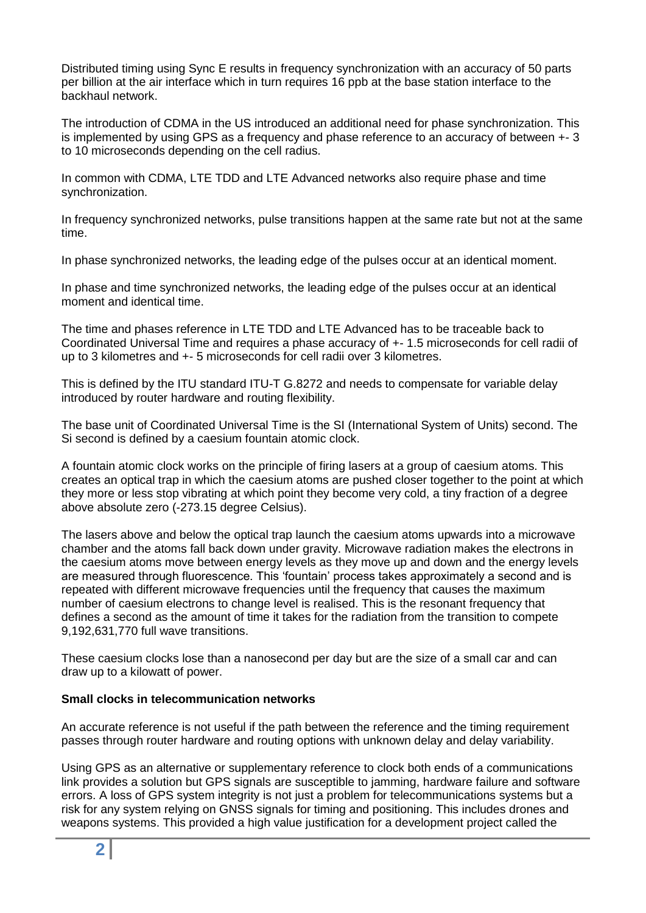Distributed timing using Sync E results in frequency synchronization with an accuracy of 50 parts per billion at the air interface which in turn requires 16 ppb at the base station interface to the backhaul network.

The introduction of CDMA in the US introduced an additional need for phase synchronization. This is implemented by using GPS as a frequency and phase reference to an accuracy of between +- 3 to 10 microseconds depending on the cell radius.

In common with CDMA, LTE TDD and LTE Advanced networks also require phase and time synchronization.

In frequency synchronized networks, pulse transitions happen at the same rate but not at the same time.

In phase synchronized networks, the leading edge of the pulses occur at an identical moment.

In phase and time synchronized networks, the leading edge of the pulses occur at an identical moment and identical time.

The time and phases reference in LTE TDD and LTE Advanced has to be traceable back to Coordinated Universal Time and requires a phase accuracy of +- 1.5 microseconds for cell radii of up to 3 kilometres and +- 5 microseconds for cell radii over 3 kilometres.

This is defined by the ITU standard ITU-T G.8272 and needs to compensate for variable delay introduced by router hardware and routing flexibility.

The base unit of Coordinated Universal Time is the SI (International System of Units) second. The Si second is defined by a caesium fountain atomic clock.

A fountain atomic clock works on the principle of firing lasers at a group of caesium atoms. This creates an optical trap in which the caesium atoms are pushed closer together to the point at which they more or less stop vibrating at which point they become very cold, a tiny fraction of a degree above absolute zero (-273.15 degree Celsius).

The lasers above and below the optical trap launch the caesium atoms upwards into a microwave chamber and the atoms fall back down under gravity. Microwave radiation makes the electrons in the caesium atoms move between energy levels as they move up and down and the energy levels are measured through fluorescence. This 'fountain' process takes approximately a second and is repeated with different microwave frequencies until the frequency that causes the maximum number of caesium electrons to change level is realised. This is the resonant frequency that defines a second as the amount of time it takes for the radiation from the transition to compete 9,192,631,770 full wave transitions.

These caesium clocks lose than a nanosecond per day but are the size of a small car and can draw up to a kilowatt of power.

**Small clocks in telecommunication networks**

An accurate reference is not useful if the path between the reference and the timing requirement passes through router hardware and routing options with unknown delay and delay variability.

Using GPS as an alternative or supplementary reference to clock both ends of a communications link provides a solution but GPS signals are susceptible to jamming, hardware failure and software errors. A loss of GPS system integrity is not just a problem for telecommunications systems but a risk for any system relying on GNSS signals for timing and positioning. This includes drones and weapons systems. This provided a high value justification for a development project called the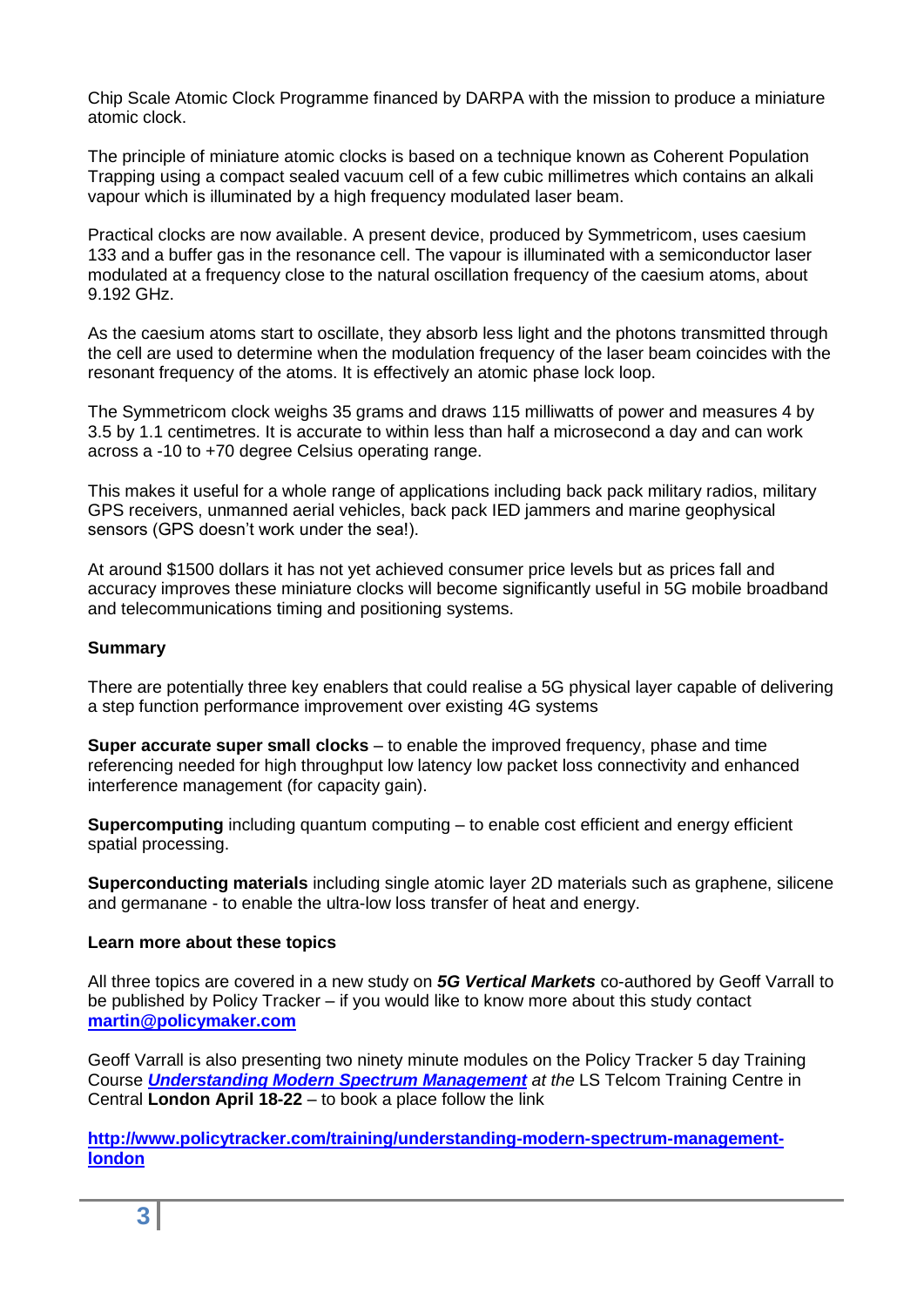Chip Scale Atomic Clock Programme financed by DARPA with the mission to produce a miniature atomic clock.

The principle of miniature atomic clocks is based on a technique known as Coherent Population Trapping using a compact sealed vacuum cell of a few cubic millimetres which contains an alkali vapour which is illuminated by a high frequency modulated laser beam.

Practical clocks are now available. A present device, produced by Symmetricom, uses caesium 133 and a buffer gas in the resonance cell. The vapour is illuminated with a semiconductor laser modulated at a frequency close to the natural oscillation frequency of the caesium atoms, about 9.192 GHz.

As the caesium atoms start to oscillate, they absorb less light and the photons transmitted through the cell are used to determine when the modulation frequency of the laser beam coincides with the resonant frequency of the atoms. It is effectively an atomic phase lock loop.

The Symmetricom clock weighs 35 grams and draws 115 milliwatts of power and measures 4 by 3.5 by 1.1 centimetres. It is accurate to within less than half a microsecond a day and can work across a -10 to +70 degree Celsius operating range.

This makes it useful for a whole range of applications including back pack military radios, military GPS receivers, unmanned aerial vehicles, back pack IED jammers and marine geophysical sensors (GPS doesn't work under the sea!).

At around $1500 dollars it has not yet achieved consumer price levels but as prices fall and accuracy improves these miniature clocks will become significantly useful in 5G mobile broadband and telecommunications timing and positioning systems.

**Summary**

There are potentially three key enablers that could realise a 5G physical layer capable of delivering a step function performance improvement over existing 4G systems

**Super accurate super small clocks** – to enable the improved frequency, phase and time referencing needed for high throughput low latency low packet loss connectivity and enhanced interference management (for capacity gain).

**Supercomputing** including quantum computing – to enable cost efficient and energy efficient spatial processing.

**Superconducting materials** including single atomic layer 2D materials such as graphene, silicene and germanane - to enable the ultra-low loss transfer of heat and energy.

**Learn more about these topics**

All three topics are covered in a new study on ***5G Vertical Markets*** co-authored by Geoff Varrall to be published by Policy Tracker – if you would like to know more about this study contact **martin@policymaker.com**

Geoff Varrall is also presenting two ninety minute modules on the Policy Tracker 5 day Training Course ***Understanding Modern Spectrum Management*** *at the* LS Telcom Training Centre in Central **London April 18-22** – to book a place follow the link

**http://www.policytracker.com/training/understanding-modern-spectrum-management-london**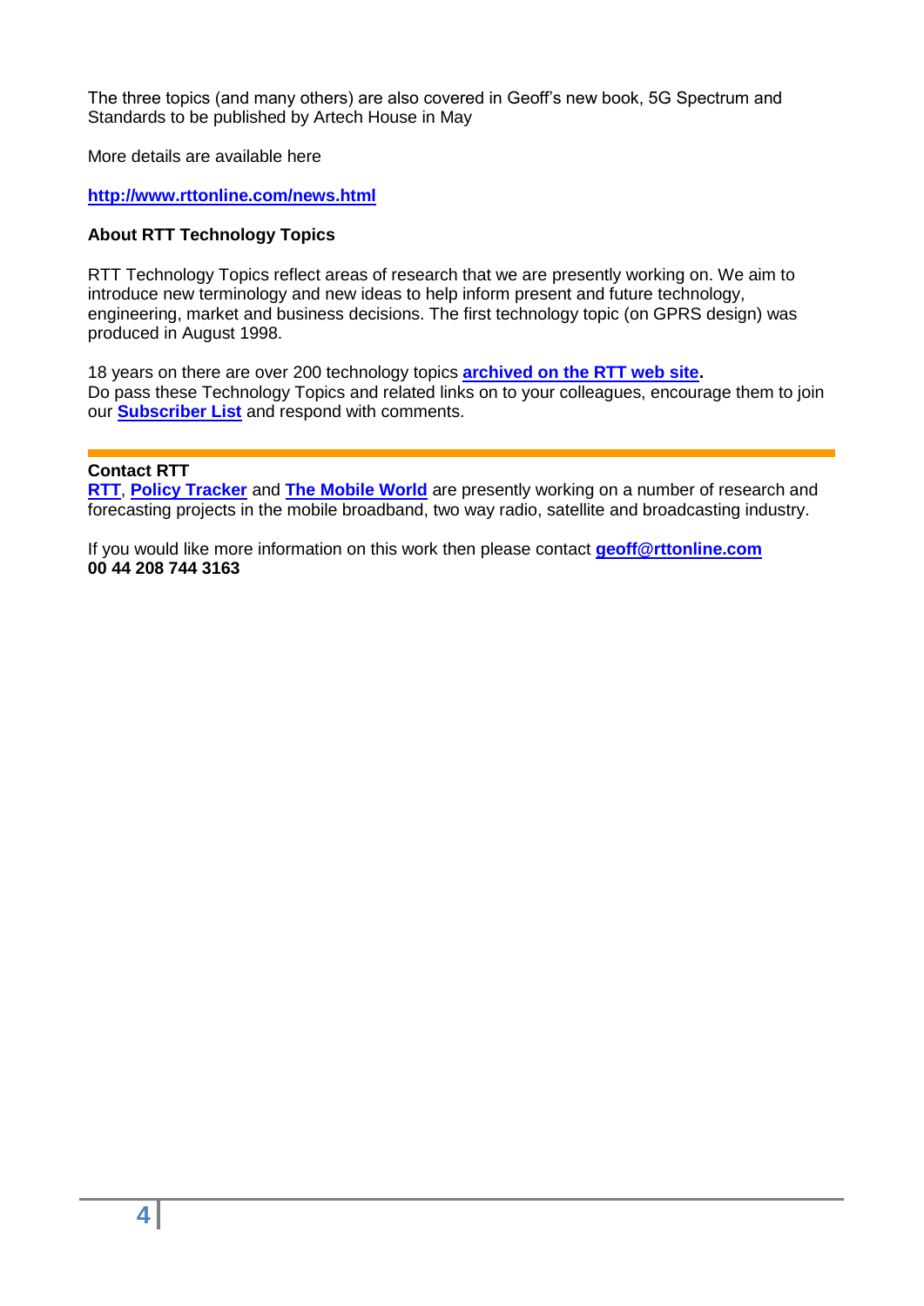The three topics (and many others) are also covered in Geoff's new book, 5G Spectrum and Standards to be published by Artech House in May

More details are available here

**http://www.rttonline.com/news.html**

**About RTT Technology Topics**

RTT Technology Topics reflect areas of research that we are presently working on. We aim to introduce new terminology and new ideas to help inform present and future technology, engineering, market and business decisions. The first technology topic (on GPRS design) was produced in August 1998.

18 years on there are over 200 technology topics **archived on the RTT web site.**
Do pass these Technology Topics and related links on to your colleagues, encourage them to join our **Subscriber List** and respond with comments.

---

**Contact RTT**
**RTT**, **Policy Tracker** and **The Mobile World** are presently working on a number of research and forecasting projects in the mobile broadband, two way radio, satellite and broadcasting industry.

If you would like more information on this work then please contact **geoff@rttonline.com**
**00 44 208 744 3163**